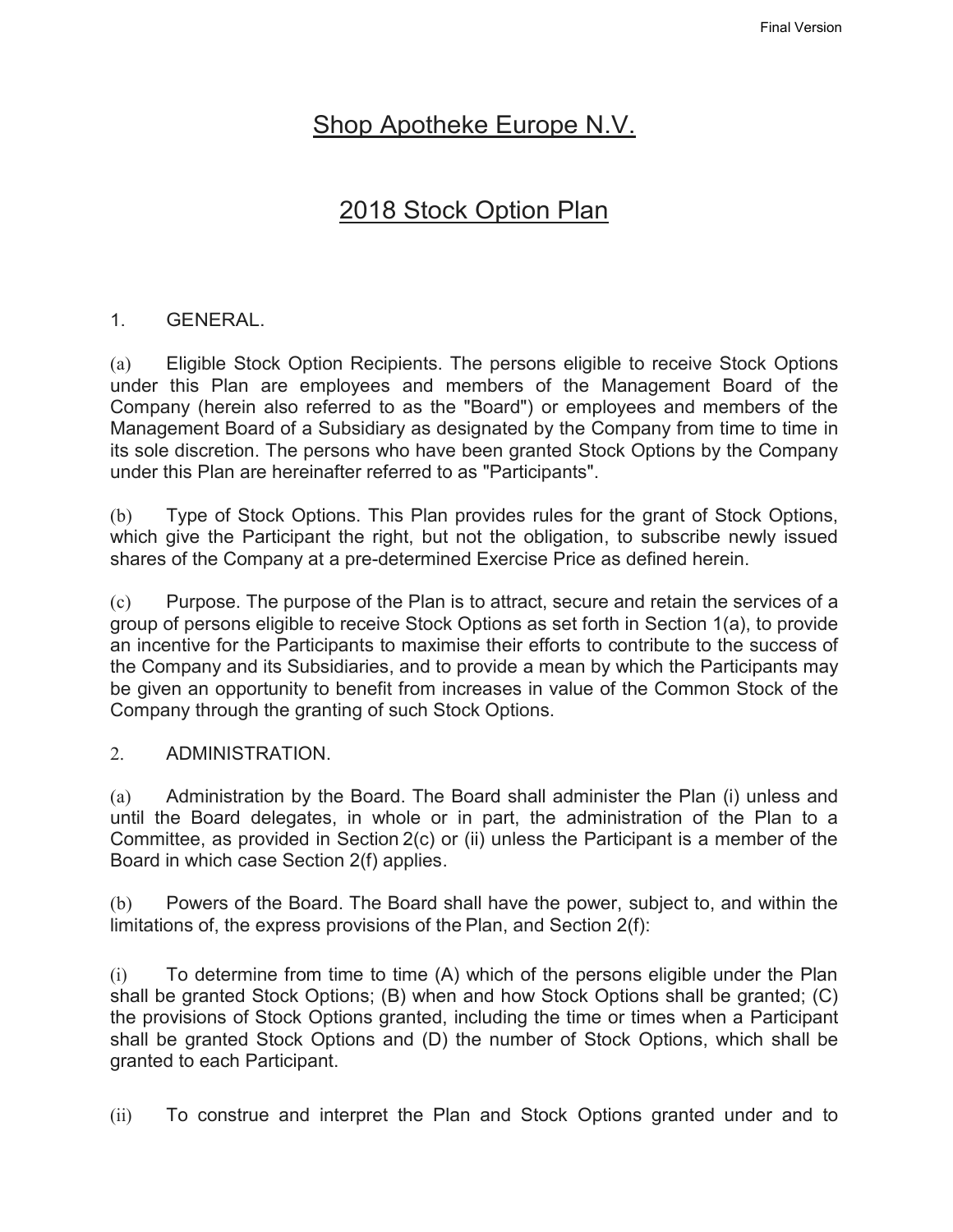Final Version

# Shop Apotheke Europe N.V.

# 2018 Stock Option Plan

## 1. GENERAL.

(a) Eligible Stock Option Recipients. The persons eligible to receive Stock Options under this Plan are employees and members of the Management Board of the Company (herein also referred to as the "Board") or employees and members of the Management Board of a Subsidiary as designated by the Company from time to time in its sole discretion. The persons who have been granted Stock Options by the Company under this Plan are hereinafter referred to as "Participants".

(b) Type of Stock Options. This Plan provides rules for the grant of Stock Options, which give the Participant the right, but not the obligation, to subscribe newly issued shares of the Company at a pre-determined Exercise Price as defined herein.

(c) Purpose. The purpose of the Plan is to attract, secure and retain the services of a group of persons eligible to receive Stock Options as set forth in Section 1(a), to provide an incentive for the Participants to maximise their efforts to contribute to the success of the Company and its Subsidiaries, and to provide a mean by which the Participants may be given an opportunity to benefit from increases in value of the Common Stock of the Company through the granting of such Stock Options.

## 2. ADMINISTRATION.

(a) Administration by the Board. The Board shall administer the Plan (i) unless and until the Board delegates, in whole or in part, the administration of the Plan to a Committee, as provided in Section 2(c) or (ii) unless the Participant is a member of the Board in which case Section 2(f) applies.

(b) Powers of the Board. The Board shall have the power, subject to, and within the limitations of, the express provisions of the Plan, and Section 2(f):

(i) To determine from time to time (A) which of the persons eligible under the Plan shall be granted Stock Options; (B) when and how Stock Options shall be granted; (C) the provisions of Stock Options granted, including the time or times when a Participant shall be granted Stock Options and (D) the number of Stock Options, which shall be granted to each Participant.

(ii) To construe and interpret the Plan and Stock Options granted under and to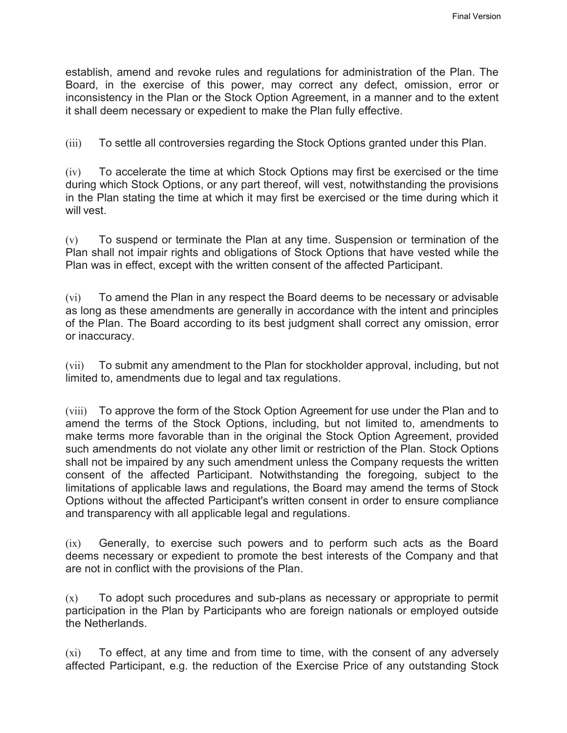establish, amend and revoke rules and regulations for administration of the Plan. The Board, in the exercise of this power, may correct any defect, omission, error or inconsistency in the Plan or the Stock Option Agreement, in a manner and to the extent it shall deem necessary or expedient to make the Plan fully effective.

(iii) To settle all controversies regarding the Stock Options granted under this Plan.

(iv) To accelerate the time at which Stock Options may first be exercised or the time during which Stock Options, or any part thereof, will vest, notwithstanding the provisions in the Plan stating the time at which it may first be exercised or the time during which it will vest.

(v) To suspend or terminate the Plan at any time. Suspension or termination of the Plan shall not impair rights and obligations of Stock Options that have vested while the Plan was in effect, except with the written consent of the affected Participant.

(vi) To amend the Plan in any respect the Board deems to be necessary or advisable as long as these amendments are generally in accordance with the intent and principles of the Plan. The Board according to its best judgment shall correct any omission, error or inaccuracy.

(vii) To submit any amendment to the Plan for stockholder approval, including, but not limited to, amendments due to legal and tax regulations.

(viii) To approve the form of the Stock Option Agreement for use under the Plan and to amend the terms of the Stock Options, including, but not limited to, amendments to make terms more favorable than in the original the Stock Option Agreement, provided such amendments do not violate any other limit or restriction of the Plan. Stock Options shall not be impaired by any such amendment unless the Company requests the written consent of the affected Participant. Notwithstanding the foregoing, subject to the limitations of applicable laws and regulations, the Board may amend the terms of Stock Options without the affected Participant's written consent in order to ensure compliance and transparency with all applicable legal and regulations.

(ix) Generally, to exercise such powers and to perform such acts as the Board deems necessary or expedient to promote the best interests of the Company and that are not in conflict with the provisions of the Plan.

(x) To adopt such procedures and sub-plans as necessary or appropriate to permit participation in the Plan by Participants who are foreign nationals or employed outside the Netherlands.

(xi) To effect, at any time and from time to time, with the consent of any adversely affected Participant, e.g. the reduction of the Exercise Price of any outstanding Stock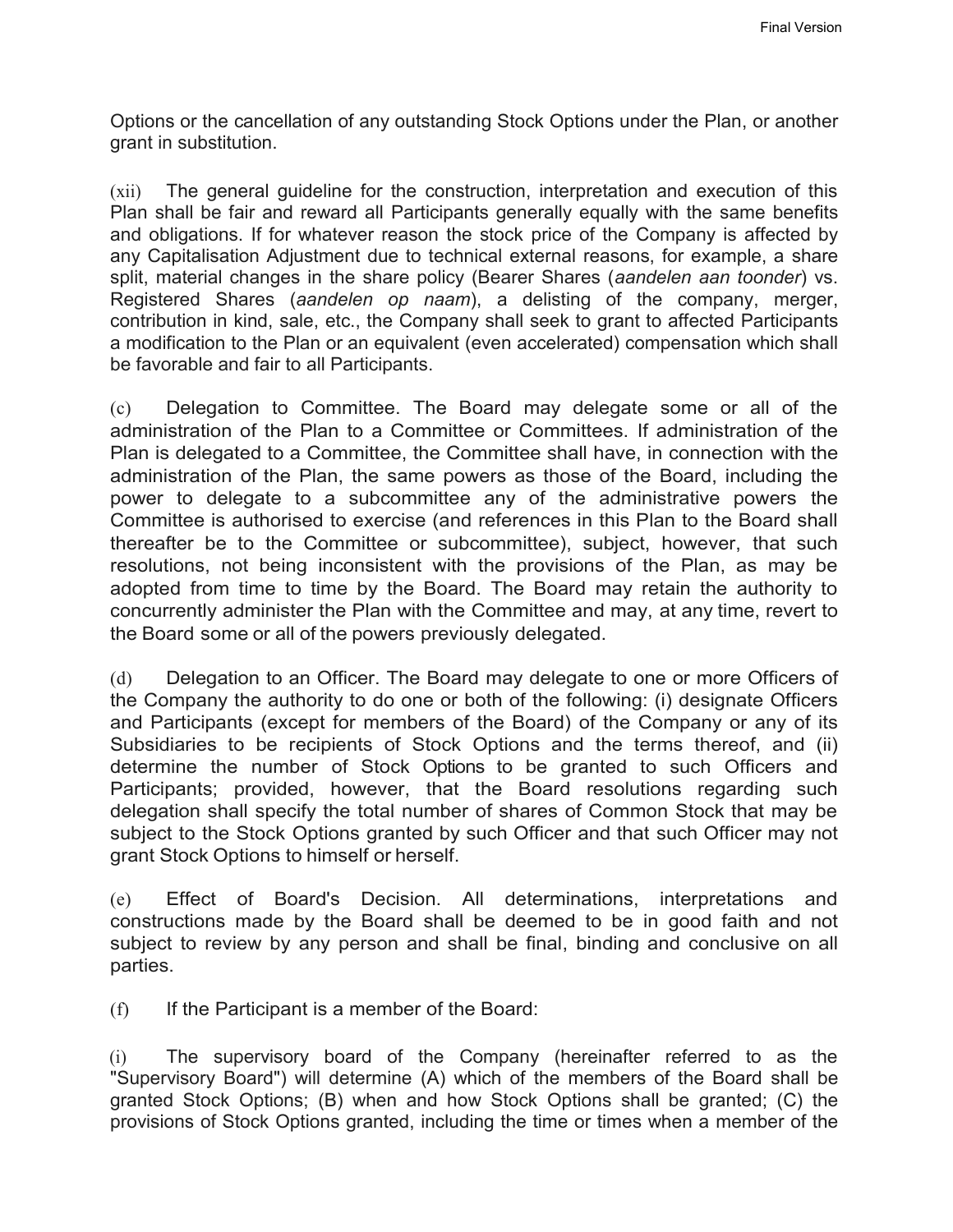Options or the cancellation of any outstanding Stock Options under the Plan, or another grant in substitution.

(xii) The general guideline for the construction, interpretation and execution of this Plan shall be fair and reward all Participants generally equally with the same benefits and obligations. If for whatever reason the stock price of the Company is affected by any Capitalisation Adjustment due to technical external reasons, for example, a share split, material changes in the share policy (Bearer Shares (*aandelen aan toonder*) vs. Registered Shares (*aandelen op naam*), a delisting of the company, merger, contribution in kind, sale, etc., the Company shall seek to grant to affected Participants a modification to the Plan or an equivalent (even accelerated) compensation which shall be favorable and fair to all Participants.

(c) Delegation to Committee. The Board may delegate some or all of the administration of the Plan to a Committee or Committees. If administration of the Plan is delegated to a Committee, the Committee shall have, in connection with the administration of the Plan, the same powers as those of the Board, including the power to delegate to a subcommittee any of the administrative powers the Committee is authorised to exercise (and references in this Plan to the Board shall thereafter be to the Committee or subcommittee), subject, however, that such resolutions, not being inconsistent with the provisions of the Plan, as may be adopted from time to time by the Board. The Board may retain the authority to concurrently administer the Plan with the Committee and may, at any time, revert to the Board some or all of the powers previously delegated.

(d) Delegation to an Officer. The Board may delegate to one or more Officers of the Company the authority to do one or both of the following: (i) designate Officers and Participants (except for members of the Board) of the Company or any of its Subsidiaries to be recipients of Stock Options and the terms thereof, and (ii) determine the number of Stock Options to be granted to such Officers and Participants; provided, however, that the Board resolutions regarding such delegation shall specify the total number of shares of Common Stock that may be subject to the Stock Options granted by such Officer and that such Officer may not grant Stock Options to himself or herself.

(e) Effect of Board's Decision. All determinations, interpretations and constructions made by the Board shall be deemed to be in good faith and not subject to review by any person and shall be final, binding and conclusive on all parties.

(f) If the Participant is a member of the Board:

(i) The supervisory board of the Company (hereinafter referred to as the "Supervisory Board") will determine (A) which of the members of the Board shall be granted Stock Options; (B) when and how Stock Options shall be granted; (C) the provisions of Stock Options granted, including the time or times when a member of the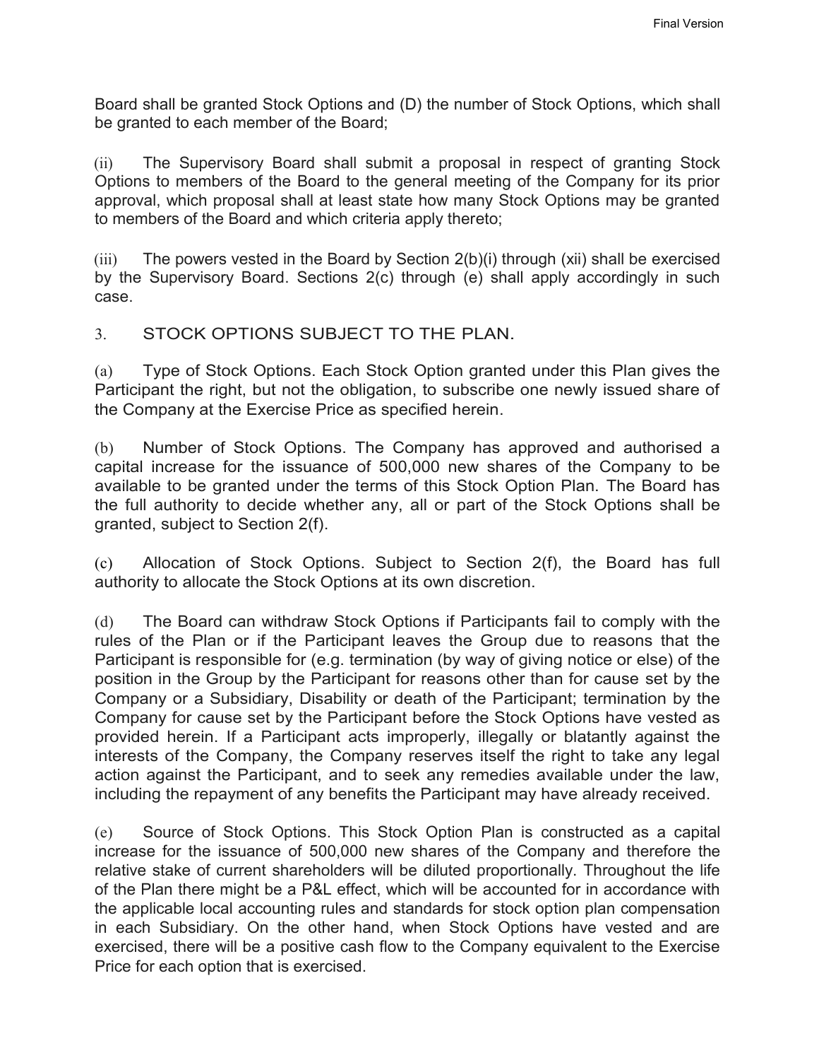Board shall be granted Stock Options and (D) the number of Stock Options, which shall be granted to each member of the Board;

(ii) The Supervisory Board shall submit a proposal in respect of granting Stock Options to members of the Board to the general meeting of the Company for its prior approval, which proposal shall at least state how many Stock Options may be granted to members of the Board and which criteria apply thereto;

(iii) The powers vested in the Board by Section 2(b)(i) through (xii) shall be exercised by the Supervisory Board. Sections 2(c) through (e) shall apply accordingly in such case.

## 3. STOCK OPTIONS SUBJECT TO THE PLAN.

(a) Type of Stock Options. Each Stock Option granted under this Plan gives the Participant the right, but not the obligation, to subscribe one newly issued share of the Company at the Exercise Price as specified herein.

(b) Number of Stock Options. The Company has approved and authorised a capital increase for the issuance of 500,000 new shares of the Company to be available to be granted under the terms of this Stock Option Plan. The Board has the full authority to decide whether any, all or part of the Stock Options shall be granted, subject to Section 2(f).

(c) Allocation of Stock Options. Subject to Section 2(f), the Board has full authority to allocate the Stock Options at its own discretion.

(d) The Board can withdraw Stock Options if Participants fail to comply with the rules of the Plan or if the Participant leaves the Group due to reasons that the Participant is responsible for (e.g. termination (by way of giving notice or else) of the position in the Group by the Participant for reasons other than for cause set by the Company or a Subsidiary, Disability or death of the Participant; termination by the Company for cause set by the Participant before the Stock Options have vested as provided herein. If a Participant acts improperly, illegally or blatantly against the interests of the Company, the Company reserves itself the right to take any legal action against the Participant, and to seek any remedies available under the law, including the repayment of any benefits the Participant may have already received.

(e) Source of Stock Options. This Stock Option Plan is constructed as a capital increase for the issuance of 500,000 new shares of the Company and therefore the relative stake of current shareholders will be diluted proportionally. Throughout the life of the Plan there might be a P&L effect, which will be accounted for in accordance with the applicable local accounting rules and standards for stock option plan compensation in each Subsidiary. On the other hand, when Stock Options have vested and are exercised, there will be a positive cash flow to the Company equivalent to the Exercise Price for each option that is exercised.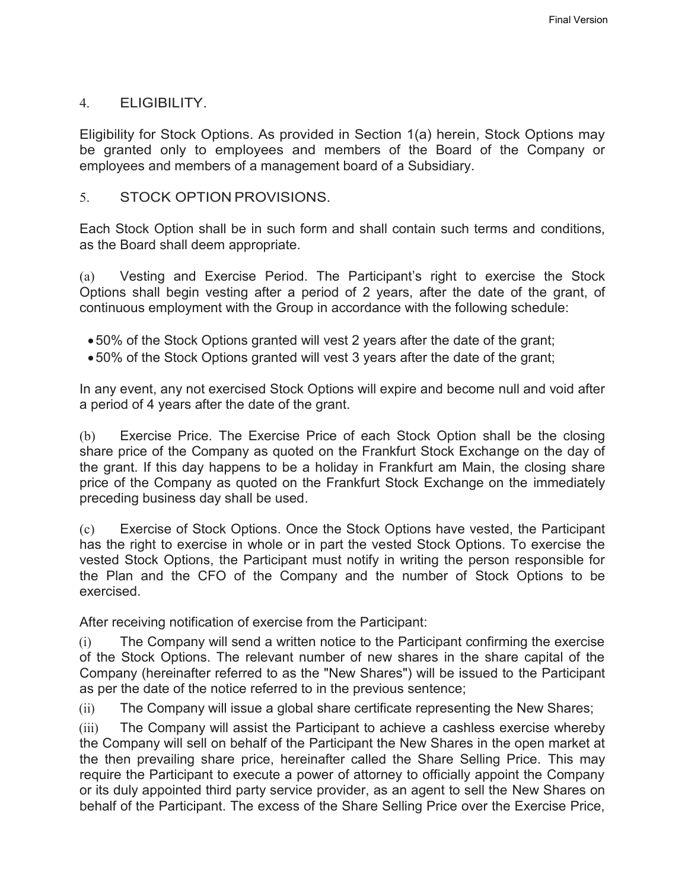## 4. ELIGIBILITY.

Eligibility for Stock Options. As provided in Section 1(a) herein, Stock Options may be granted only to employees and members of the Board of the Company or employees and members of a management board of a Subsidiary.

## 5. STOCK OPTION PROVISIONS.

Each Stock Option shall be in such form and shall contain such terms and conditions, as the Board shall deem appropriate.

(a) Vesting and Exercise Period. The Participant's right to exercise the Stock Options shall begin vesting after a period of 2 years, after the date of the grant, of continuous employment with the Group in accordance with the following schedule:

- 50% of the Stock Options granted will vest 2 years after the date of the grant;
- 50% of the Stock Options granted will vest 3 years after the date of the grant;

In any event, any not exercised Stock Options will expire and become null and void after a period of 4 years after the date of the grant.

(b) Exercise Price. The Exercise Price of each Stock Option shall be the closing share price of the Company as quoted on the Frankfurt Stock Exchange on the day of the grant. If this day happens to be a holiday in Frankfurt am Main, the closing share price of the Company as quoted on the Frankfurt Stock Exchange on the immediately preceding business day shall be used.

(c) Exercise of Stock Options. Once the Stock Options have vested, the Participant has the right to exercise in whole or in part the vested Stock Options. To exercise the vested Stock Options, the Participant must notify in writing the person responsible for the Plan and the CFO of the Company and the number of Stock Options to be exercised.

After receiving notification of exercise from the Participant:

(i) The Company will send a written notice to the Participant confirming the exercise of the Stock Options. The relevant number of new shares in the share capital of the Company (hereinafter referred to as the "New Shares") will be issued to the Participant as per the date of the notice referred to in the previous sentence;

(ii) The Company will issue a global share certificate representing the New Shares;

(iii) The Company will assist the Participant to achieve a cashless exercise whereby the Company will sell on behalf of the Participant the New Shares in the open market at the then prevailing share price, hereinafter called the Share Selling Price. This may require the Participant to execute a power of attorney to officially appoint the Company or its duly appointed third party service provider, as an agent to sell the New Shares on behalf of the Participant. The excess of the Share Selling Price over the Exercise Price,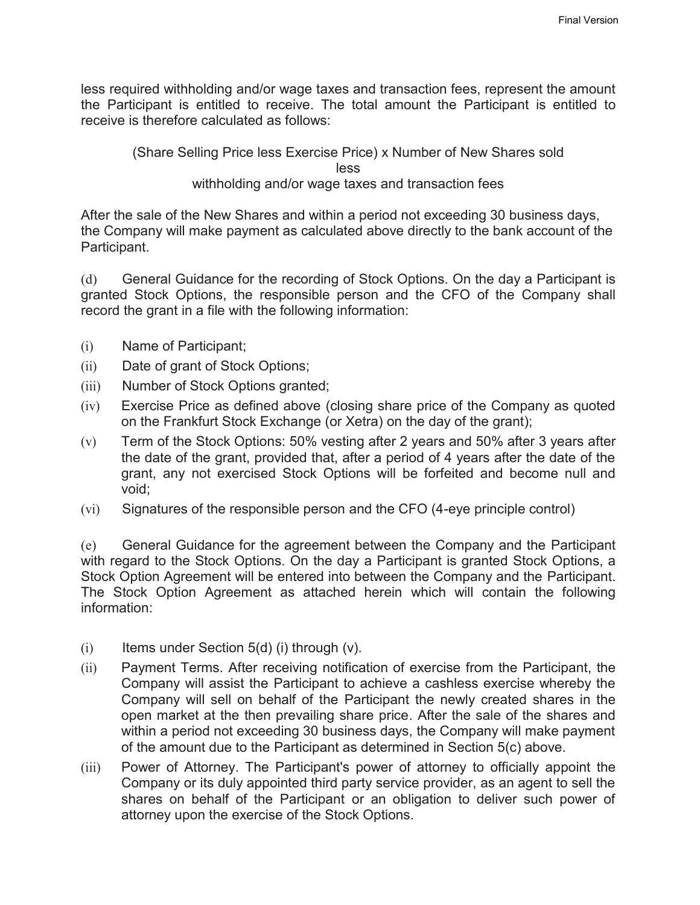less required withholding and/or wage taxes and transaction fees, represent the amount the Participant is entitled to receive. The total amount the Participant is entitled to receive is therefore calculated as follows:

(Share Selling Price less Exercise Price) x Number of New Shares sold
less
withholding and/or wage taxes and transaction fees

After the sale of the New Shares and within a period not exceeding 30 business days, the Company will make payment as calculated above directly to the bank account of the Participant.

(d) General Guidance for the recording of Stock Options. On the day a Participant is granted Stock Options, the responsible person and the CFO of the Company shall record the grant in a file with the following information:

(i) Name of Participant;

(ii) Date of grant of Stock Options;

(iii) Number of Stock Options granted;

(iv) Exercise Price as defined above (closing share price of the Company as quoted on the Frankfurt Stock Exchange (or Xetra) on the day of the grant);

(v) Term of the Stock Options: 50% vesting after 2 years and 50% after 3 years after the date of the grant, provided that, after a period of 4 years after the date of the grant, any not exercised Stock Options will be forfeited and become null and void;

(vi) Signatures of the responsible person and the CFO (4-eye principle control)

(e) General Guidance for the agreement between the Company and the Participant with regard to the Stock Options. On the day a Participant is granted Stock Options, a Stock Option Agreement will be entered into between the Company and the Participant. The Stock Option Agreement as attached herein which will contain the following information:

(i) Items under Section 5(d) (i) through (v).

(ii) Payment Terms. After receiving notification of exercise from the Participant, the Company will assist the Participant to achieve a cashless exercise whereby the Company will sell on behalf of the Participant the newly created shares in the open market at the then prevailing share price. After the sale of the shares and within a period not exceeding 30 business days, the Company will make payment of the amount due to the Participant as determined in Section 5(c) above.

(iii) Power of Attorney. The Participant's power of attorney to officially appoint the Company or its duly appointed third party service provider, as an agent to sell the shares on behalf of the Participant or an obligation to deliver such power of attorney upon the exercise of the Stock Options.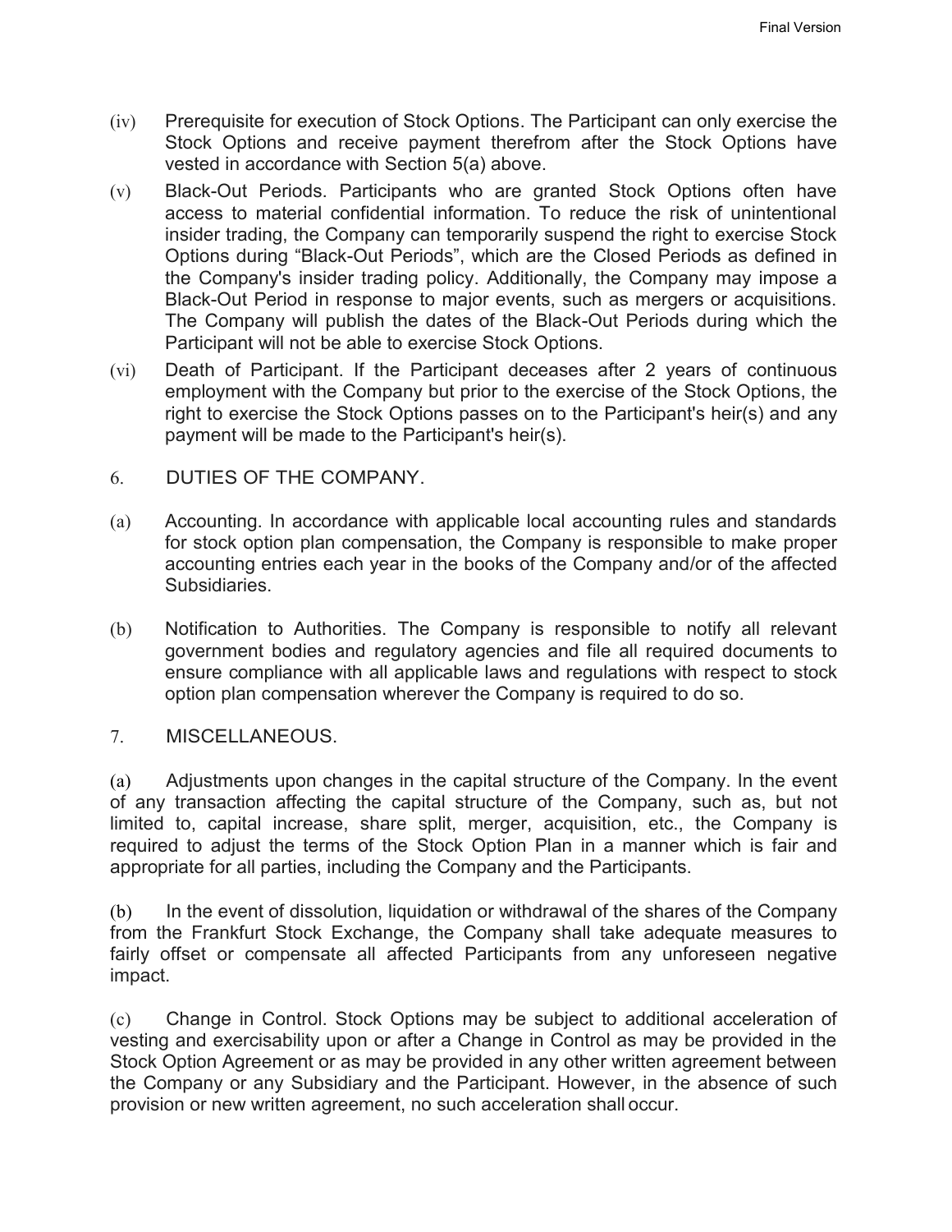(iv) Prerequisite for execution of Stock Options. The Participant can only exercise the Stock Options and receive payment therefrom after the Stock Options have vested in accordance with Section 5(a) above.

(v) Black-Out Periods. Participants who are granted Stock Options often have access to material confidential information. To reduce the risk of unintentional insider trading, the Company can temporarily suspend the right to exercise Stock Options during "Black-Out Periods", which are the Closed Periods as defined in the Company's insider trading policy. Additionally, the Company may impose a Black-Out Period in response to major events, such as mergers or acquisitions. The Company will publish the dates of the Black-Out Periods during which the Participant will not be able to exercise Stock Options.

(vi) Death of Participant. If the Participant deceases after 2 years of continuous employment with the Company but prior to the exercise of the Stock Options, the right to exercise the Stock Options passes on to the Participant's heir(s) and any payment will be made to the Participant's heir(s).

## 6. DUTIES OF THE COMPANY.

(a) Accounting. In accordance with applicable local accounting rules and standards for stock option plan compensation, the Company is responsible to make proper accounting entries each year in the books of the Company and/or of the affected Subsidiaries.

(b) Notification to Authorities. The Company is responsible to notify all relevant government bodies and regulatory agencies and file all required documents to ensure compliance with all applicable laws and regulations with respect to stock option plan compensation wherever the Company is required to do so.

## 7. MISCELLANEOUS.

(a) Adjustments upon changes in the capital structure of the Company. In the event of any transaction affecting the capital structure of the Company, such as, but not limited to, capital increase, share split, merger, acquisition, etc., the Company is required to adjust the terms of the Stock Option Plan in a manner which is fair and appropriate for all parties, including the Company and the Participants.

(b) In the event of dissolution, liquidation or withdrawal of the shares of the Company from the Frankfurt Stock Exchange, the Company shall take adequate measures to fairly offset or compensate all affected Participants from any unforeseen negative impact.

(c) Change in Control. Stock Options may be subject to additional acceleration of vesting and exercisability upon or after a Change in Control as may be provided in the Stock Option Agreement or as may be provided in any other written agreement between the Company or any Subsidiary and the Participant. However, in the absence of such provision or new written agreement, no such acceleration shall occur.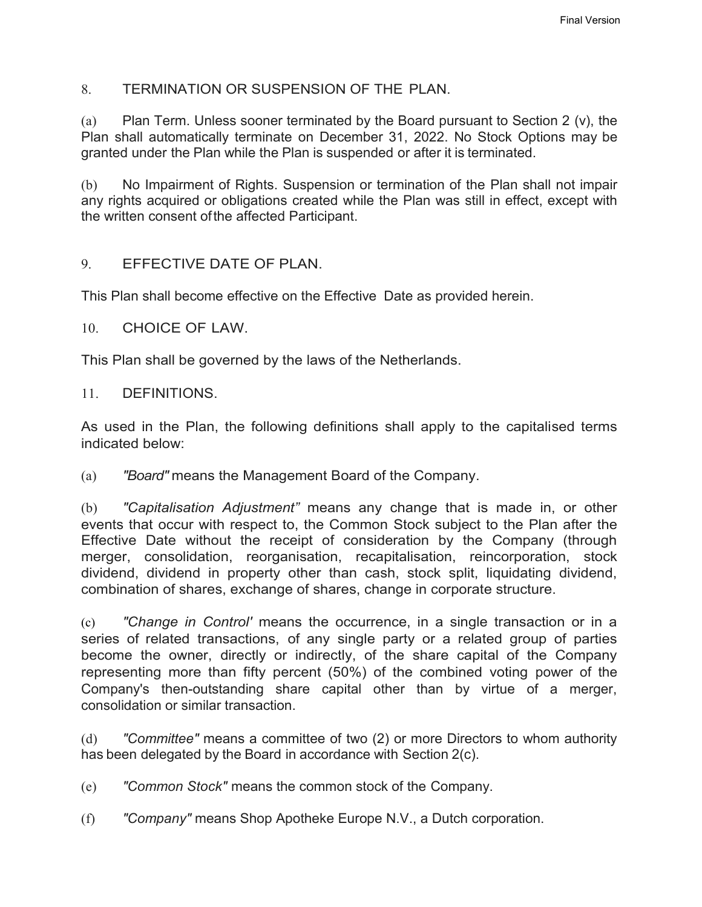## 8. TERMINATION OR SUSPENSION OF THE PLAN.

(a) Plan Term. Unless sooner terminated by the Board pursuant to Section 2 (v), the Plan shall automatically terminate on December 31, 2022. No Stock Options may be granted under the Plan while the Plan is suspended or after it is terminated.

(b) No Impairment of Rights. Suspension or termination of the Plan shall not impair any rights acquired or obligations created while the Plan was still in effect, except with the written consent of the affected Participant.

## 9. EFFECTIVE DATE OF PLAN.

This Plan shall become effective on the Effective Date as provided herein.

## 10. CHOICE OF LAW.

This Plan shall be governed by the laws of the Netherlands.

## 11. DEFINITIONS.

As used in the Plan, the following definitions shall apply to the capitalised terms indicated below:

(a) *"Board"* means the Management Board of the Company.

(b) *"Capitalisation Adjustment"* means any change that is made in, or other events that occur with respect to, the Common Stock subject to the Plan after the Effective Date without the receipt of consideration by the Company (through merger, consolidation, reorganisation, recapitalisation, reincorporation, stock dividend, dividend in property other than cash, stock split, liquidating dividend, combination of shares, exchange of shares, change in corporate structure.

(c) *"Change in Control'* means the occurrence, in a single transaction or in a series of related transactions, of any single party or a related group of parties become the owner, directly or indirectly, of the share capital of the Company representing more than fifty percent (50%) of the combined voting power of the Company's then-outstanding share capital other than by virtue of a merger, consolidation or similar transaction.

(d) *"Committee"* means a committee of two (2) or more Directors to whom authority has been delegated by the Board in accordance with Section 2(c).

(e) *"Common Stock"* means the common stock of the Company.

(f) *"Company"* means Shop Apotheke Europe N.V., a Dutch corporation.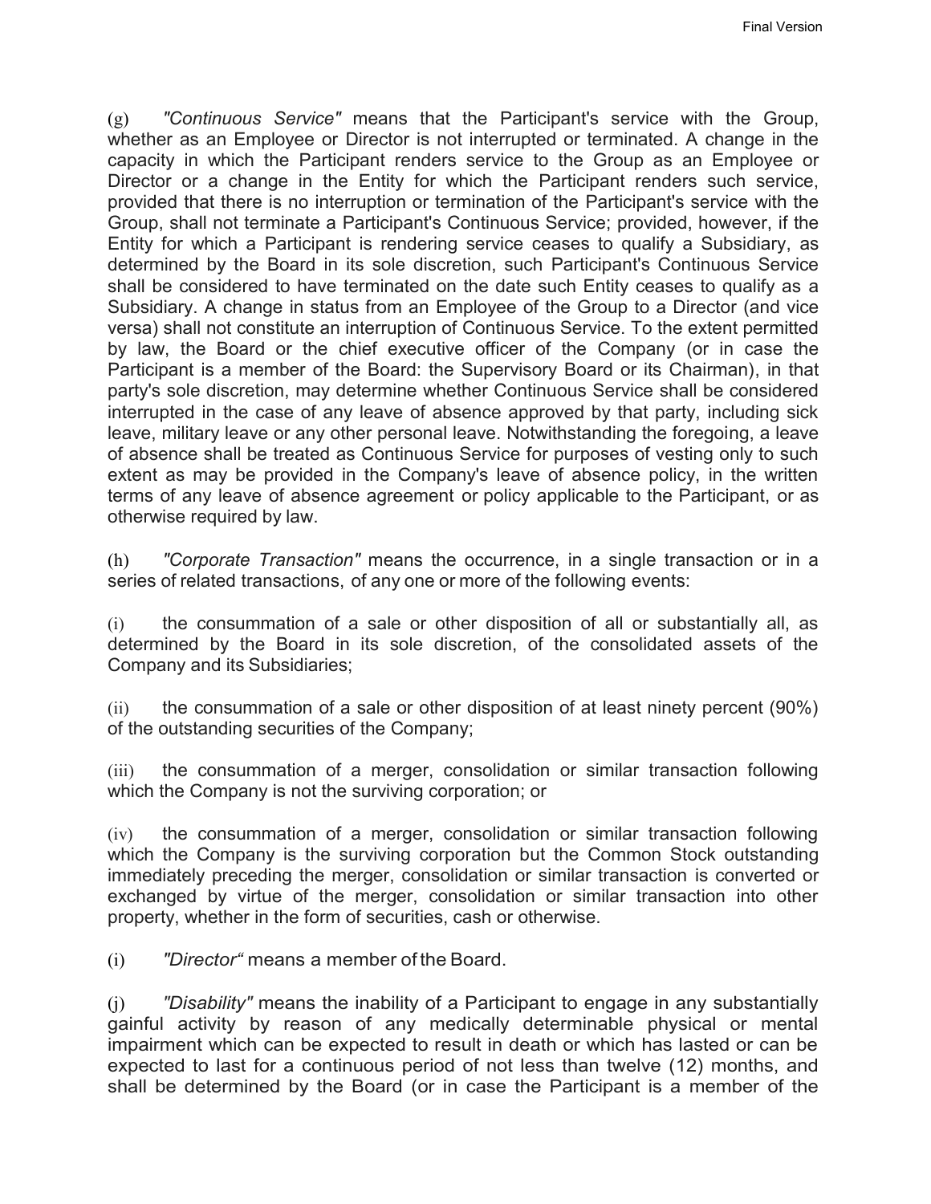(g) *"Continuous Service"* means that the Participant's service with the Group, whether as an Employee or Director is not interrupted or terminated. A change in the capacity in which the Participant renders service to the Group as an Employee or Director or a change in the Entity for which the Participant renders such service, provided that there is no interruption or termination of the Participant's service with the Group, shall not terminate a Participant's Continuous Service; provided, however, if the Entity for which a Participant is rendering service ceases to qualify a Subsidiary, as determined by the Board in its sole discretion, such Participant's Continuous Service shall be considered to have terminated on the date such Entity ceases to qualify as a Subsidiary. A change in status from an Employee of the Group to a Director (and vice versa) shall not constitute an interruption of Continuous Service. To the extent permitted by law, the Board or the chief executive officer of the Company (or in case the Participant is a member of the Board: the Supervisory Board or its Chairman), in that party's sole discretion, may determine whether Continuous Service shall be considered interrupted in the case of any leave of absence approved by that party, including sick leave, military leave or any other personal leave. Notwithstanding the foregoing, a leave of absence shall be treated as Continuous Service for purposes of vesting only to such extent as may be provided in the Company's leave of absence policy, in the written terms of any leave of absence agreement or policy applicable to the Participant, or as otherwise required by law.

(h) *"Corporate Transaction"* means the occurrence, in a single transaction or in a series of related transactions, of any one or more of the following events:

(i) the consummation of a sale or other disposition of all or substantially all, as determined by the Board in its sole discretion, of the consolidated assets of the Company and its Subsidiaries;

(ii) the consummation of a sale or other disposition of at least ninety percent (90%) of the outstanding securities of the Company;

(iii) the consummation of a merger, consolidation or similar transaction following which the Company is not the surviving corporation; or

(iv) the consummation of a merger, consolidation or similar transaction following which the Company is the surviving corporation but the Common Stock outstanding immediately preceding the merger, consolidation or similar transaction is converted or exchanged by virtue of the merger, consolidation or similar transaction into other property, whether in the form of securities, cash or otherwise.

(i) *"Director"* means a member of the Board.

(j) *"Disability"* means the inability of a Participant to engage in any substantially gainful activity by reason of any medically determinable physical or mental impairment which can be expected to result in death or which has lasted or can be expected to last for a continuous period of not less than twelve (12) months, and shall be determined by the Board (or in case the Participant is a member of the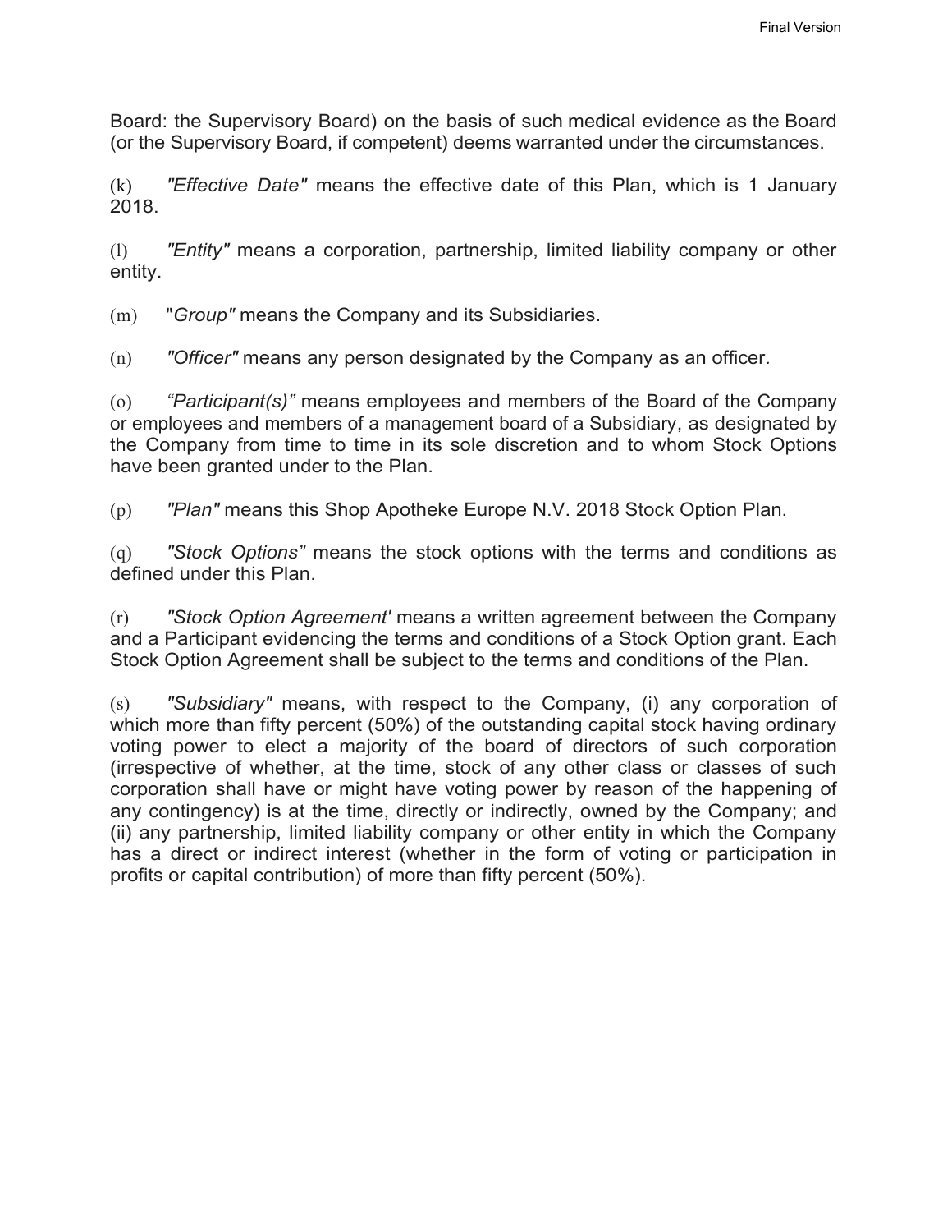Board: the Supervisory Board) on the basis of such medical evidence as the Board (or the Supervisory Board, if competent) deems warranted under the circumstances.

(k) *"Effective Date"* means the effective date of this Plan, which is 1 January 2018.

(l) *"Entity"* means a corporation, partnership, limited liability company or other entity.

(m) "*Group"* means the Company and its Subsidiaries.

(n) *"Officer"* means any person designated by the Company as an officer.

(o) *"Participant(s)"* means employees and members of the Board of the Company or employees and members of a management board of a Subsidiary, as designated by the Company from time to time in its sole discretion and to whom Stock Options have been granted under to the Plan.

(p) *"Plan"* means this Shop Apotheke Europe N.V. 2018 Stock Option Plan.

(q) *"Stock Options"* means the stock options with the terms and conditions as defined under this Plan.

(r) *"Stock Option Agreement'* means a written agreement between the Company and a Participant evidencing the terms and conditions of a Stock Option grant. Each Stock Option Agreement shall be subject to the terms and conditions of the Plan.

(s) *"Subsidiary"* means, with respect to the Company, (i) any corporation of which more than fifty percent (50%) of the outstanding capital stock having ordinary voting power to elect a majority of the board of directors of such corporation (irrespective of whether, at the time, stock of any other class or classes of such corporation shall have or might have voting power by reason of the happening of any contingency) is at the time, directly or indirectly, owned by the Company; and (ii) any partnership, limited liability company or other entity in which the Company has a direct or indirect interest (whether in the form of voting or participation in profits or capital contribution) of more than fifty percent (50%).